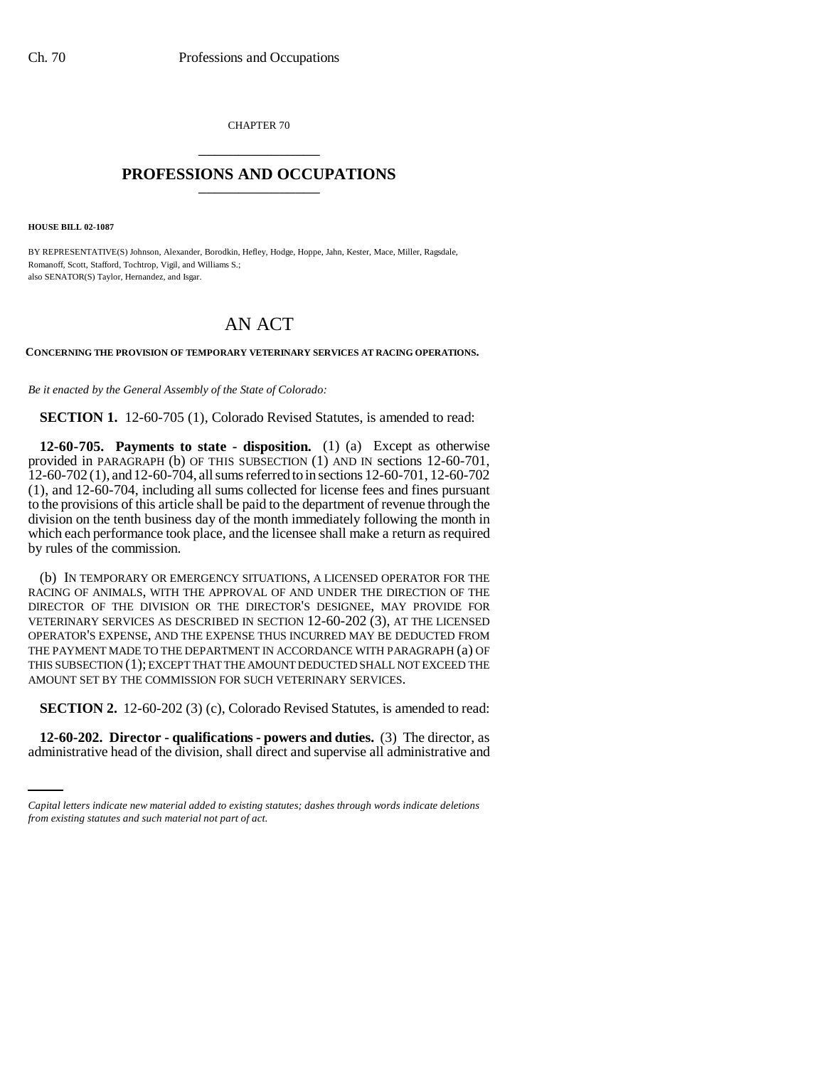CHAPTER 70

# PROFESSIONS AND OCCUPATIONS

**HOUSE BILL 02-1087**

BY REPRESENTATIVE(S) Johnson, Alexander, Borodkin, Hefley, Hodge, Hoppe, Jahn, Kester, Mace, Miller, Ragsdale, Romanoff, Scott, Stafford, Tochtrop, Vigil, and Williams S.;
also SENATOR(S) Taylor, Hernandez, and Isgar.

# AN ACT

**CONCERNING THE PROVISION OF TEMPORARY VETERINARY SERVICES AT RACING OPERATIONS.**

*Be it enacted by the General Assembly of the State of Colorado:*

**SECTION 1.** 12-60-705 (1), Colorado Revised Statutes, is amended to read:

**12-60-705. Payments to state - disposition.** (1) (a) Except as otherwise provided in PARAGRAPH (b) OF THIS SUBSECTION (1) AND IN sections 12-60-701, 12-60-702 (1), and 12-60-704, all sums referred to in sections 12-60-701, 12-60-702 (1), and 12-60-704, including all sums collected for license fees and fines pursuant to the provisions of this article shall be paid to the department of revenue through the division on the tenth business day of the month immediately following the month in which each performance took place, and the licensee shall make a return as required by rules of the commission.

(b) IN TEMPORARY OR EMERGENCY SITUATIONS, A LICENSED OPERATOR FOR THE RACING OF ANIMALS, WITH THE APPROVAL OF AND UNDER THE DIRECTION OF THE DIRECTOR OF THE DIVISION OR THE DIRECTOR'S DESIGNEE, MAY PROVIDE FOR VETERINARY SERVICES AS DESCRIBED IN SECTION 12-60-202 (3), AT THE LICENSED OPERATOR'S EXPENSE, AND THE EXPENSE THUS INCURRED MAY BE DEDUCTED FROM THE PAYMENT MADE TO THE DEPARTMENT IN ACCORDANCE WITH PARAGRAPH (a) OF THIS SUBSECTION (1); EXCEPT THAT THE AMOUNT DEDUCTED SHALL NOT EXCEED THE AMOUNT SET BY THE COMMISSION FOR SUCH VETERINARY SERVICES.

**SECTION 2.** 12-60-202 (3) (c), Colorado Revised Statutes, is amended to read:

**12-60-202. Director - qualifications - powers and duties.** (3) The director, as administrative head of the division, shall direct and supervise all administrative and

*Capital letters indicate new material added to existing statutes; dashes through words indicate deletions from existing statutes and such material not part of act.*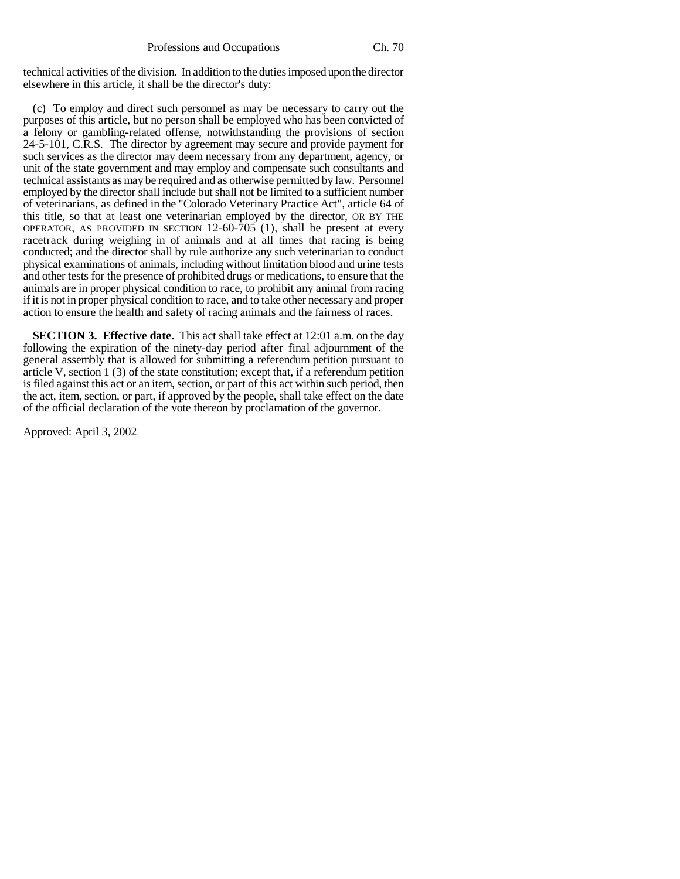technical activities of the division. In addition to the duties imposed upon the director elsewhere in this article, it shall be the director's duty:

(c) To employ and direct such personnel as may be necessary to carry out the purposes of this article, but no person shall be employed who has been convicted of a felony or gambling-related offense, notwithstanding the provisions of section 24-5-101, C.R.S. The director by agreement may secure and provide payment for such services as the director may deem necessary from any department, agency, or unit of the state government and may employ and compensate such consultants and technical assistants as may be required and as otherwise permitted by law. Personnel employed by the director shall include but shall not be limited to a sufficient number of veterinarians, as defined in the "Colorado Veterinary Practice Act", article 64 of this title, so that at least one veterinarian employed by the director, OR BY THE OPERATOR, AS PROVIDED IN SECTION 12-60-705 (1), shall be present at every racetrack during weighing in of animals and at all times that racing is being conducted; and the director shall by rule authorize any such veterinarian to conduct physical examinations of animals, including without limitation blood and urine tests and other tests for the presence of prohibited drugs or medications, to ensure that the animals are in proper physical condition to race, to prohibit any animal from racing if it is not in proper physical condition to race, and to take other necessary and proper action to ensure the health and safety of racing animals and the fairness of races.

**SECTION 3. Effective date.** This act shall take effect at 12:01 a.m. on the day following the expiration of the ninety-day period after final adjournment of the general assembly that is allowed for submitting a referendum petition pursuant to article V, section 1 (3) of the state constitution; except that, if a referendum petition is filed against this act or an item, section, or part of this act within such period, then the act, item, section, or part, if approved by the people, shall take effect on the date of the official declaration of the vote thereon by proclamation of the governor.

Approved: April 3, 2002